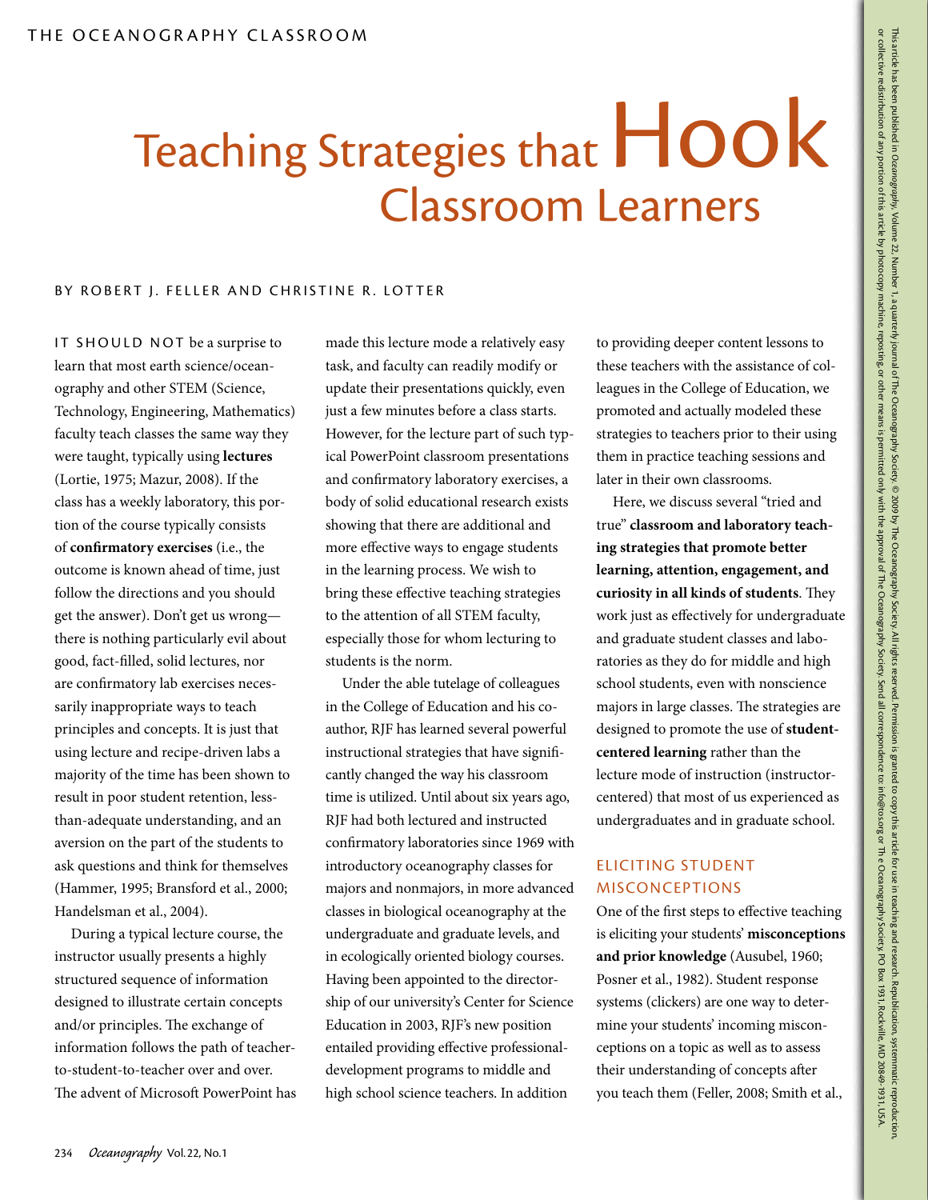# Teaching Strategies that Hook Classroom Learners

BY ROBERT J. FELLER AND CHRISTINE R. LOTTER

IT SHOULD NOT be a surprise to learn that most earth science/oceanography and other STEM (Science, Technology, Engineering, Mathematics) faculty teach classes the same way they were taught, typically using **lectures** (Lortie, 1975; Mazur, 2008). If the class has a weekly laboratory, this portion of the course typically consists of **confirmatory exercises** (i.e., the outcome is known ahead of time, just follow the directions and you should get the answer). Don't get us wrong—there is nothing particularly evil about good, fact-filled, solid lectures, nor are confirmatory lab exercises necessarily inappropriate ways to teach principles and concepts. It is just that using lecture and recipe-driven labs a majority of the time has been shown to result in poor student retention, less-than-adequate understanding, and an aversion on the part of the students to ask questions and think for themselves (Hammer, 1995; Bransford et al., 2000; Handelsman et al., 2004).

During a typical lecture course, the instructor usually presents a highly structured sequence of information designed to illustrate certain concepts and/or principles. The exchange of information follows the path of teacher-to-student-to-teacher over and over. The advent of Microsoft PowerPoint has made this lecture mode a relatively easy task, and faculty can readily modify or update their presentations quickly, even just a few minutes before a class starts. However, for the lecture part of such typical PowerPoint classroom presentations and confirmatory laboratory exercises, a body of solid educational research exists showing that there are additional and more effective ways to engage students in the learning process. We wish to bring these effective teaching strategies to the attention of all STEM faculty, especially those for whom lecturing to students is the norm.

Under the able tutelage of colleagues in the College of Education and his co-author, RJF has learned several powerful instructional strategies that have significantly changed the way his classroom time is utilized. Until about six years ago, RJF had both lectured and instructed confirmatory laboratories since 1969 with introductory oceanography classes for majors and nonmajors, in more advanced classes in biological oceanography at the undergraduate and graduate levels, and in ecologically oriented biology courses. Having been appointed to the directorship of our university's Center for Science Education in 2003, RJF's new position entailed providing effective professional-development programs to middle and high school science teachers. In addition to providing deeper content lessons to these teachers with the assistance of colleagues in the College of Education, we promoted and actually modeled these strategies to teachers prior to their using them in practice teaching sessions and later in their own classrooms.

Here, we discuss several "tried and true" **classroom and laboratory teaching strategies that promote better learning, attention, engagement, and curiosity in all kinds of students**. They work just as effectively for undergraduate and graduate student classes and laboratories as they do for middle and high school students, even with nonscience majors in large classes. The strategies are designed to promote the use of **student-centered learning** rather than the lecture mode of instruction (instructor-centered) that most of us experienced as undergraduates and in graduate school.

## ELICITING STUDENT MISCONCEPTIONS

One of the first steps to effective teaching is eliciting your students' **misconceptions and prior knowledge** (Ausubel, 1960; Posner et al., 1982). Student response systems (clickers) are one way to determine your students' incoming misconceptions on a topic as well as to assess their understanding of concepts after you teach them (Feller, 2008; Smith et al.,

This article has been published in *Oceanography*, Volume 22, Number 1, a quarterly journal of The Oceanography Society. © 2009 by The Oceanography Society. All rights reserved. Permission is granted to copy this article for use in teaching and research. Republication, systematic reproduction, or collective redistribution of any portion of this article by photocopy machine, reposting, or other means is permitted only with the approval of The Oceanography Society. Send all correspondence to: info@tos.org or The Oceanography Society, PO Box 1931, Rockville, MD 20849-1931, USA.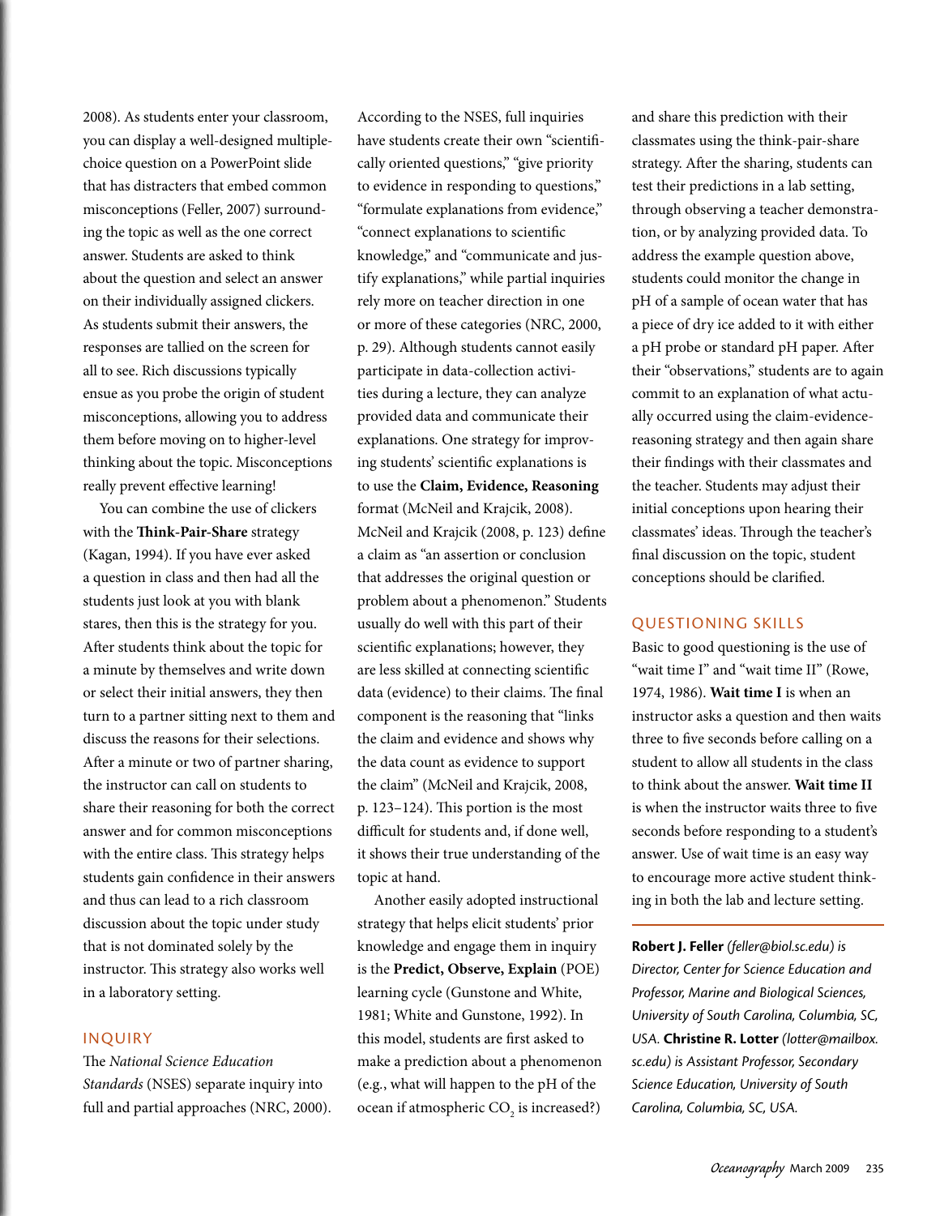2008). As students enter your classroom, you can display a well-designed multiple-choice question on a PowerPoint slide that has distracters that embed common misconceptions (Feller, 2007) surrounding the topic as well as the one correct answer. Students are asked to think about the question and select an answer on their individually assigned clickers. As students submit their answers, the responses are tallied on the screen for all to see. Rich discussions typically ensue as you probe the origin of student misconceptions, allowing you to address them before moving on to higher-level thinking about the topic. Misconceptions really prevent effective learning!

You can combine the use of clickers with the **Think-Pair-Share** strategy (Kagan, 1994). If you have ever asked a question in class and then had all the students just look at you with blank stares, then this is the strategy for you. After students think about the topic for a minute by themselves and write down or select their initial answers, they then turn to a partner sitting next to them and discuss the reasons for their selections. After a minute or two of partner sharing, the instructor can call on students to share their reasoning for both the correct answer and for common misconceptions with the entire class. This strategy helps students gain confidence in their answers and thus can lead to a rich classroom discussion about the topic under study that is not dominated solely by the instructor. This strategy also works well in a laboratory setting.

## INQUIRY

The *National Science Education Standards* (NSES) separate inquiry into full and partial approaches (NRC, 2000). According to the NSES, full inquiries have students create their own "scientifically oriented questions," "give priority to evidence in responding to questions," "formulate explanations from evidence," "connect explanations to scientific knowledge," and "communicate and justify explanations," while partial inquiries rely more on teacher direction in one or more of these categories (NRC, 2000, p. 29). Although students cannot easily participate in data-collection activities during a lecture, they can analyze provided data and communicate their explanations. One strategy for improving students' scientific explanations is to use the **Claim, Evidence, Reasoning** format (McNeil and Krajcik, 2008). McNeil and Krajcik (2008, p. 123) define a claim as "an assertion or conclusion that addresses the original question or problem about a phenomenon." Students usually do well with this part of their scientific explanations; however, they are less skilled at connecting scientific data (evidence) to their claims. The final component is the reasoning that "links the claim and evidence and shows why the data count as evidence to support the claim" (McNeil and Krajcik, 2008, p. 123–124). This portion is the most difficult for students and, if done well, it shows their true understanding of the topic at hand.

Another easily adopted instructional strategy that helps elicit students' prior knowledge and engage them in inquiry is the **Predict, Observe, Explain** (POE) learning cycle (Gunstone and White, 1981; White and Gunstone, 1992). In this model, students are first asked to make a prediction about a phenomenon (e.g., what will happen to the pH of the ocean if atmospheric $CO_2$ is increased?) and share this prediction with their classmates using the think-pair-share strategy. After the sharing, students can test their predictions in a lab setting, through observing a teacher demonstration, or by analyzing provided data. To address the example question above, students could monitor the change in pH of a sample of ocean water that has a piece of dry ice added to it with either a pH probe or standard pH paper. After their "observations," students are to again commit to an explanation of what actually occurred using the claim-evidence-reasoning strategy and then again share their findings with their classmates and the teacher. Students may adjust their initial conceptions upon hearing their classmates' ideas. Through the teacher's final discussion on the topic, student conceptions should be clarified.

## QUESTIONING SKILLS

Basic to good questioning is the use of "wait time I" and "wait time II" (Rowe, 1974, 1986). **Wait time I** is when an instructor asks a question and then waits three to five seconds before calling on a student to allow all students in the class to think about the answer. **Wait time II** is when the instructor waits three to five seconds before responding to a student's answer. Use of wait time is an easy way to encourage more active student thinking in both the lab and lecture setting.

---

**Robert J. Feller** *(feller@biol.sc.edu) is Director, Center for Science Education and Professor, Marine and Biological Sciences, University of South Carolina, Columbia, SC, USA.* **Christine R. Lotter** *(lotter@mailbox.sc.edu) is Assistant Professor, Secondary Science Education, University of South Carolina, Columbia, SC, USA.*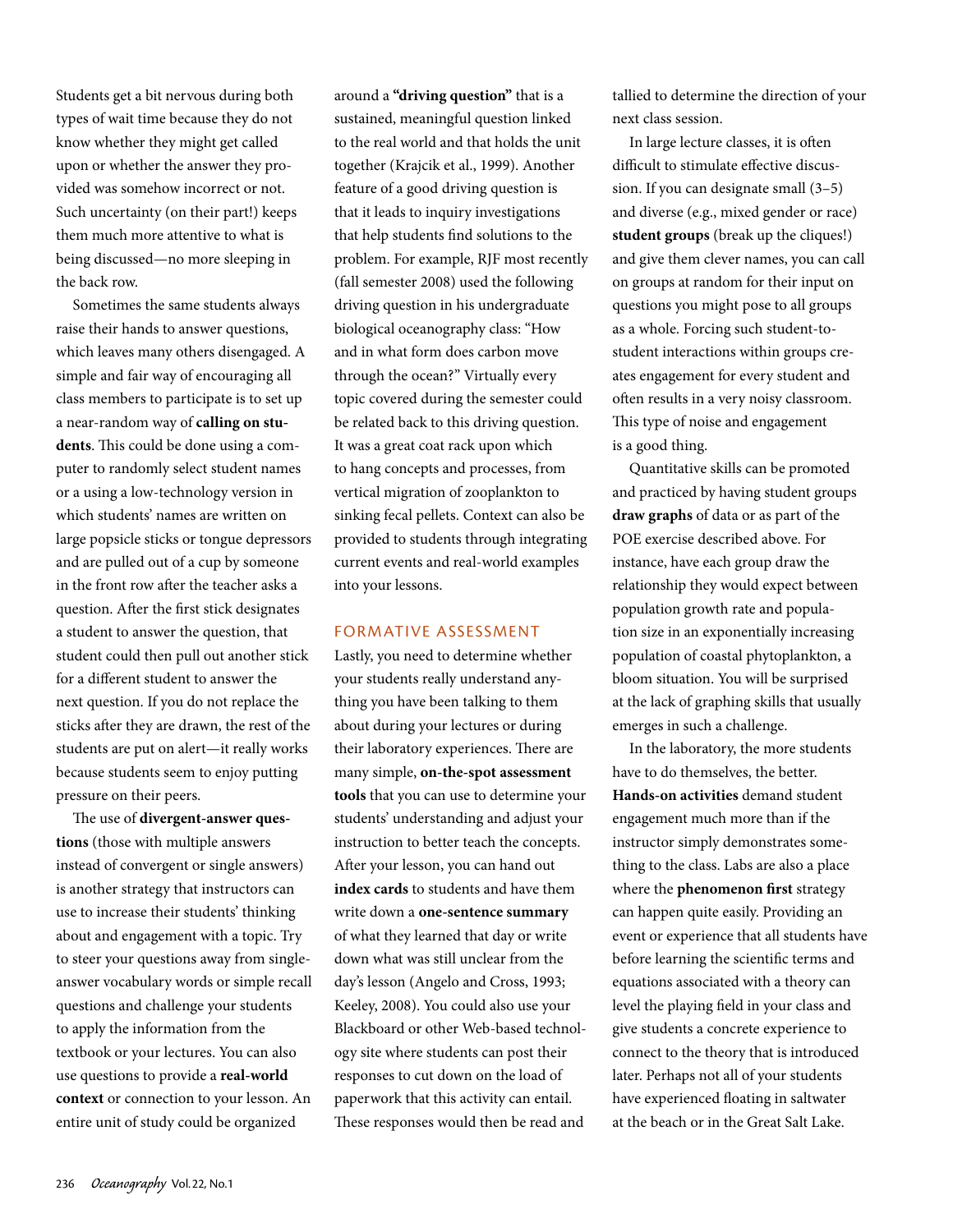Students get a bit nervous during both types of wait time because they do not know whether they might get called upon or whether the answer they provided was somehow incorrect or not. Such uncertainty (on their part!) keeps them much more attentive to what is being discussed—no more sleeping in the back row.

Sometimes the same students always raise their hands to answer questions, which leaves many others disengaged. A simple and fair way of encouraging all class members to participate is to set up a near-random way of **calling on students**. This could be done using a computer to randomly select student names or a using a low-technology version in which students' names are written on large popsicle sticks or tongue depressors and are pulled out of a cup by someone in the front row after the teacher asks a question. After the first stick designates a student to answer the question, that student could then pull out another stick for a different student to answer the next question. If you do not replace the sticks after they are drawn, the rest of the students are put on alert—it really works because students seem to enjoy putting pressure on their peers.

The use of **divergent-answer questions** (those with multiple answers instead of convergent or single answers) is another strategy that instructors can use to increase their students' thinking about and engagement with a topic. Try to steer your questions away from single-answer vocabulary words or simple recall questions and challenge your students to apply the information from the textbook or your lectures. You can also use questions to provide a **real-world context** or connection to your lesson. An entire unit of study could be organized around a **"driving question"** that is a sustained, meaningful question linked to the real world and that holds the unit together (Krajcik et al., 1999). Another feature of a good driving question is that it leads to inquiry investigations that help students find solutions to the problem. For example, RJF most recently (fall semester 2008) used the following driving question in his undergraduate biological oceanography class: "How and in what form does carbon move through the ocean?" Virtually every topic covered during the semester could be related back to this driving question. It was a great coat rack upon which to hang concepts and processes, from vertical migration of zooplankton to sinking fecal pellets. Context can also be provided to students through integrating current events and real-world examples into your lessons.

## FORMATIVE ASSESSMENT

Lastly, you need to determine whether your students really understand anything you have been talking to them about during your lectures or during their laboratory experiences. There are many simple, **on-the-spot assessment tools** that you can use to determine your students' understanding and adjust your instruction to better teach the concepts. After your lesson, you can hand out **index cards** to students and have them write down a **one-sentence summary** of what they learned that day or write down what was still unclear from the day's lesson (Angelo and Cross, 1993; Keeley, 2008). You could also use your Blackboard or other Web-based technology site where students can post their responses to cut down on the load of paperwork that this activity can entail. These responses would then be read and tallied to determine the direction of your next class session.

In large lecture classes, it is often difficult to stimulate effective discussion. If you can designate small (3–5) and diverse (e.g., mixed gender or race) **student groups** (break up the cliques!) and give them clever names, you can call on groups at random for their input on questions you might pose to all groups as a whole. Forcing such student-to-student interactions within groups creates engagement for every student and often results in a very noisy classroom. This type of noise and engagement is a good thing.

Quantitative skills can be promoted and practiced by having student groups **draw graphs** of data or as part of the POE exercise described above. For instance, have each group draw the relationship they would expect between population growth rate and population size in an exponentially increasing population of coastal phytoplankton, a bloom situation. You will be surprised at the lack of graphing skills that usually emerges in such a challenge.

In the laboratory, the more students have to do themselves, the better. **Hands-on activities** demand student engagement much more than if the instructor simply demonstrates something to the class. Labs are also a place where the **phenomenon first** strategy can happen quite easily. Providing an event or experience that all students have before learning the scientific terms and equations associated with a theory can level the playing field in your class and give students a concrete experience to connect to the theory that is introduced later. Perhaps not all of your students have experienced floating in saltwater at the beach or in the Great Salt Lake.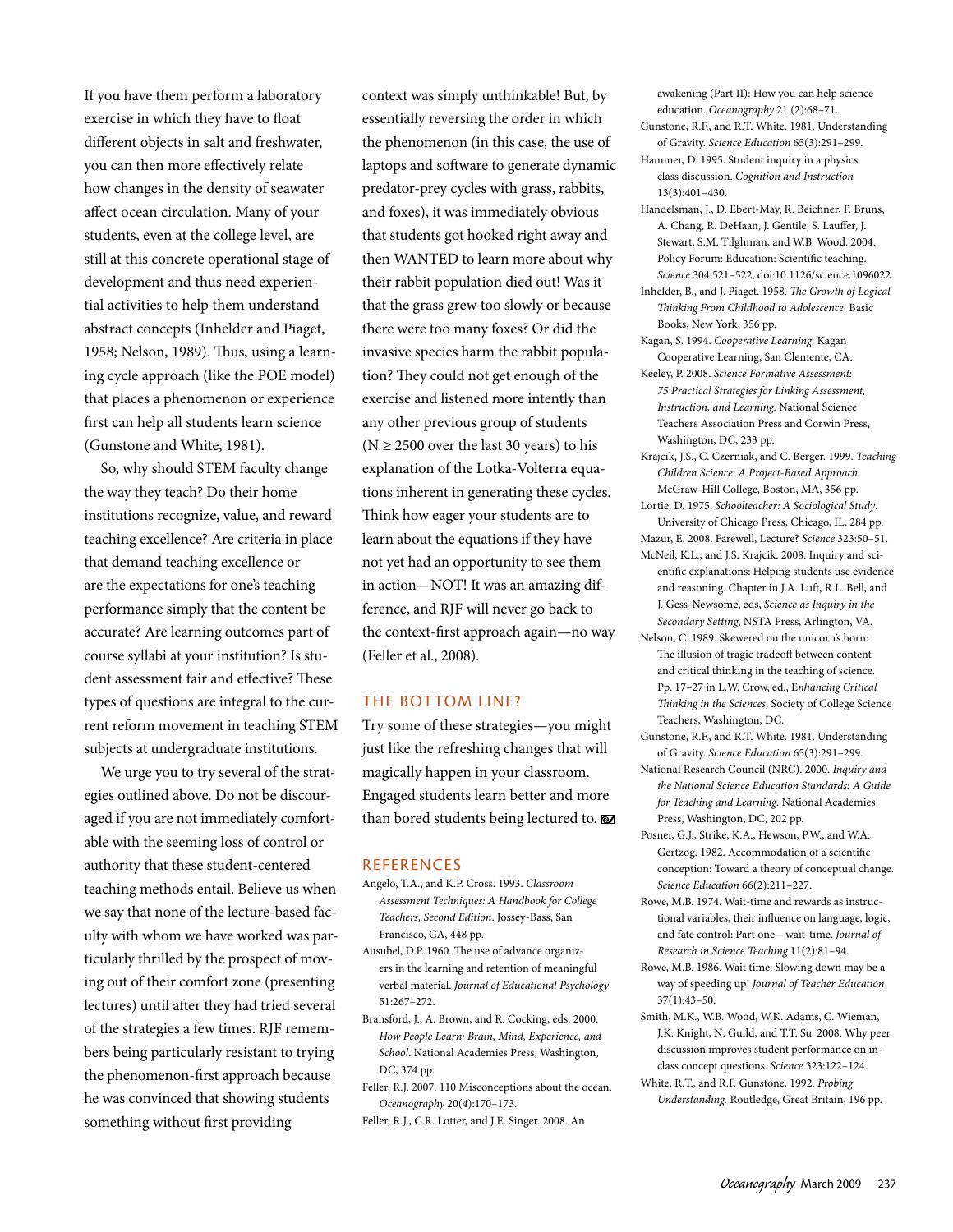If you have them perform a laboratory exercise in which they have to float different objects in salt and freshwater, you can then more effectively relate how changes in the density of seawater affect ocean circulation. Many of your students, even at the college level, are still at this concrete operational stage of development and thus need experiential activities to help them understand abstract concepts (Inhelder and Piaget, 1958; Nelson, 1989). Thus, using a learning cycle approach (like the POE model) that places a phenomenon or experience first can help all students learn science (Gunstone and White, 1981).

So, why should STEM faculty change the way they teach? Do their home institutions recognize, value, and reward teaching excellence? Are criteria in place that demand teaching excellence or are the expectations for one's teaching performance simply that the content be accurate? Are learning outcomes part of course syllabi at your institution? Is student assessment fair and effective? These types of questions are integral to the current reform movement in teaching STEM subjects at undergraduate institutions.

We urge you to try several of the strategies outlined above. Do not be discouraged if you are not immediately comfortable with the seeming loss of control or authority that these student-centered teaching methods entail. Believe us when we say that none of the lecture-based faculty with whom we have worked was particularly thrilled by the prospect of moving out of their comfort zone (presenting lectures) until after they had tried several of the strategies a few times. RJF remembers being particularly resistant to trying the phenomenon-first approach because he was convinced that showing students something without first providing context was simply unthinkable! But, by essentially reversing the order in which the phenomenon (in this case, the use of laptops and software to generate dynamic predator-prey cycles with grass, rabbits, and foxes), it was immediately obvious that students got hooked right away and then WANTED to learn more about why their rabbit population died out! Was it that the grass grew too slowly or because there were too many foxes? Or did the invasive species harm the rabbit population? They could not get enough of the exercise and listened more intently than any other previous group of students ($N \geq 2500$ over the last 30 years) to his explanation of the Lotka-Volterra equations inherent in generating these cycles. Think how eager your students are to learn about the equations if they have not yet had an opportunity to see them in action—NOT! It was an amazing difference, and RJF will never go back to the context-first approach again—no way (Feller et al., 2008).

## THE BOTTOM LINE?

Try some of these strategies—you might just like the refreshing changes that will magically happen in your classroom. Engaged students learn better and more than bored students being lectured to.

## REFERENCES

Angelo, T.A., and K.P. Cross. 1993. *Classroom Assessment Techniques: A Handbook for College Teachers, Second Edition*. Jossey-Bass, San Francisco, CA, 448 pp.

Ausubel, D.P. 1960. The use of advance organizers in the learning and retention of meaningful verbal material. *Journal of Educational Psychology* 51:267–272.

Bransford, J., A. Brown, and R. Cocking, eds. 2000. *How People Learn: Brain, Mind, Experience, and School*. National Academies Press, Washington, DC, 374 pp.

Feller, R.J. 2007. 110 Misconceptions about the ocean. *Oceanography* 20(4):170–173.

Feller, R.J., C.R. Lotter, and J.E. Singer. 2008. An awakening (Part II): How you can help science education. *Oceanography* 21 (2):68–71.

Gunstone, R.F., and R.T. White. 1981. Understanding of Gravity. *Science Education* 65(3):291–299.

Hammer, D. 1995. Student inquiry in a physics class discussion. *Cognition and Instruction* 13(3):401–430.

Handelsman, J., D. Ebert-May, R. Beichner, P. Bruns, A. Chang, R. DeHaan, J. Gentile, S. Lauffer, J. Stewart, S.M. Tilghman, and W.B. Wood. 2004. Policy Forum: Education: Scientific teaching. *Science* 304:521–522, doi:10.1126/science.1096022.

Inhelder, B., and J. Piaget. 1958. *The Growth of Logical Thinking From Childhood to Adolescence*. Basic Books, New York, 356 pp.

Kagan, S. 1994. *Cooperative Learning*. Kagan Cooperative Learning, San Clemente, CA.

Keeley, P. 2008. *Science Formative Assessment: 75 Practical Strategies for Linking Assessment, Instruction, and Learning*. National Science Teachers Association Press and Corwin Press, Washington, DC, 233 pp.

Krajcik, J.S., C. Czerniak, and C. Berger. 1999. *Teaching Children Science: A Project-Based Approach*. McGraw-Hill College, Boston, MA, 356 pp.

Lortie, D. 1975. *Schoolteacher: A Sociological Study*. University of Chicago Press, Chicago, IL, 284 pp.

Mazur, E. 2008. Farewell, Lecture? *Science* 323:50–51.

McNeil, K.L., and J.S. Krajcik. 2008. Inquiry and scientific explanations: Helping students use evidence and reasoning. Chapter in J.A. Luft, R.L. Bell, and J. Gess-Newsome, eds, *Science as Inquiry in the Secondary Setting*, NSTA Press, Arlington, VA.

Nelson, C. 1989. Skewered on the unicorn's horn: The illusion of tragic tradeoff between content and critical thinking in the teaching of science. Pp. 17–27 in L.W. Crow, ed., *Enhancing Critical Thinking in the Sciences*, Society of College Science Teachers, Washington, DC.

Gunstone, R.F., and R.T. White. 1981. Understanding of Gravity. *Science Education* 65(3):291–299.

National Research Council (NRC). 2000. *Inquiry and the National Science Education Standards: A Guide for Teaching and Learning*. National Academies Press, Washington, DC, 202 pp.

Posner, G.J., Strike, K.A., Hewson, P.W., and W.A. Gertzog. 1982. Accommodation of a scientific conception: Toward a theory of conceptual change. *Science Education* 66(2):211–227.

Rowe, M.B. 1974. Wait-time and rewards as instructional variables, their influence on language, logic, and fate control: Part one—wait-time. *Journal of Research in Science Teaching* 11(2):81–94.

Rowe, M.B. 1986. Wait time: Slowing down may be a way of speeding up! *Journal of Teacher Education* 37(1):43–50.

Smith, M.K., W.B. Wood, W.K. Adams, C. Wieman, J.K. Knight, N. Guild, and T.T. Su. 2008. Why peer discussion improves student performance on in-class concept questions. *Science* 323:122–124.

White, R.T., and R.F. Gunstone. 1992. *Probing Understanding.* Routledge, Great Britain, 196 pp.